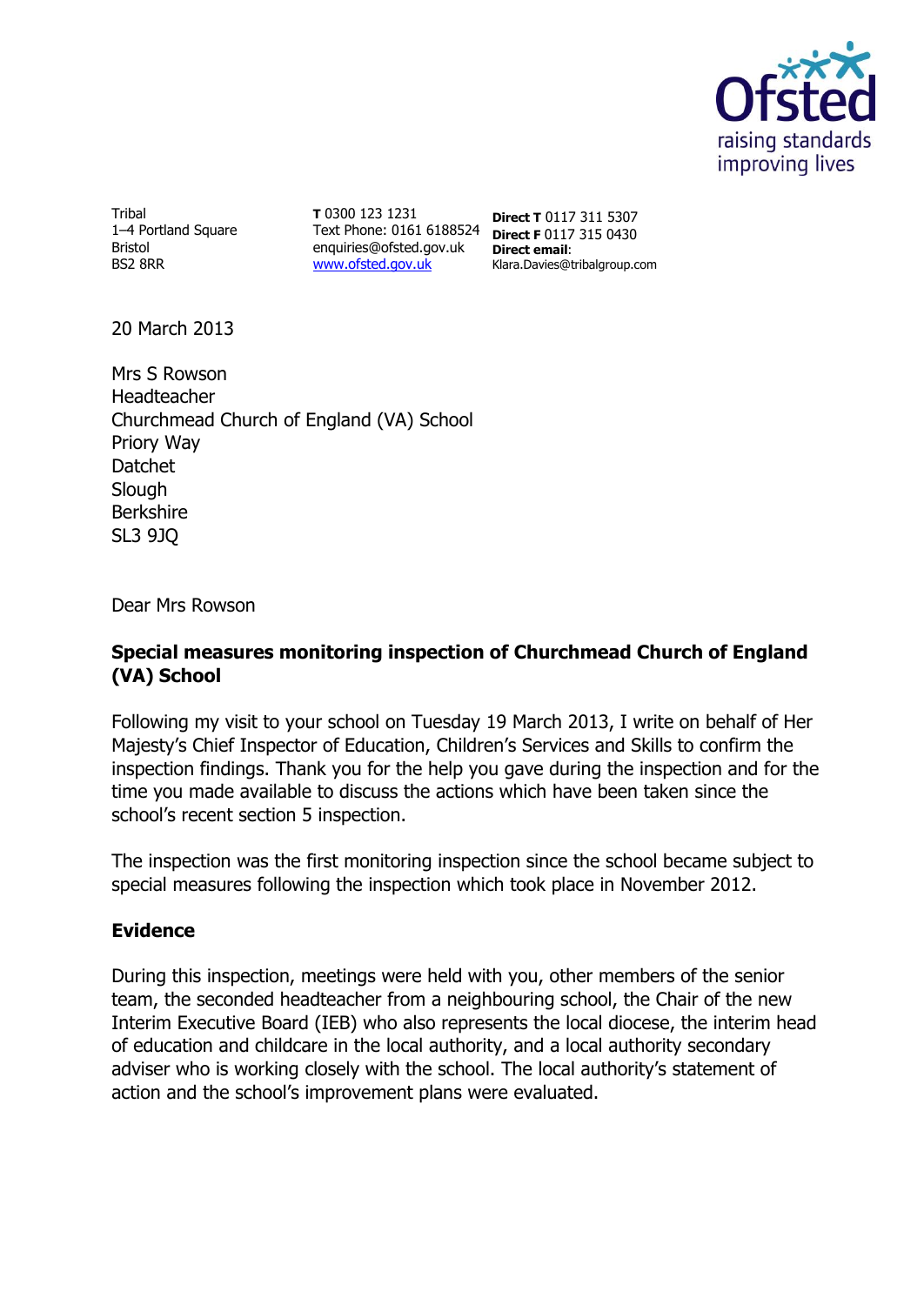Tribal
1–4 Portland Square
Bristol
BS2 8RR

**T** 0300 123 1231
Text Phone: 0161 6188524
enquiries@ofsted.gov.uk
www.ofsted.gov.uk

**Direct T** 0117 311 5307
**Direct F** 0117 315 0430
**Direct email**:
Klara.Davies@tribalgroup.com

20 March 2013

Mrs S Rowson
Headteacher
Churchmead Church of England (VA) School
Priory Way
Datchet
Slough
Berkshire
SL3 9JQ

Dear Mrs Rowson

**Special measures monitoring inspection of Churchmead Church of England (VA) School**

Following my visit to your school on Tuesday 19 March 2013, I write on behalf of Her Majesty's Chief Inspector of Education, Children's Services and Skills to confirm the inspection findings. Thank you for the help you gave during the inspection and for the time you made available to discuss the actions which have been taken since the school's recent section 5 inspection.

The inspection was the first monitoring inspection since the school became subject to special measures following the inspection which took place in November 2012.

## Evidence

During this inspection, meetings were held with you, other members of the senior team, the seconded headteacher from a neighbouring school, the Chair of the new Interim Executive Board (IEB) who also represents the local diocese, the interim head of education and childcare in the local authority, and a local authority secondary adviser who is working closely with the school. The local authority's statement of action and the school's improvement plans were evaluated.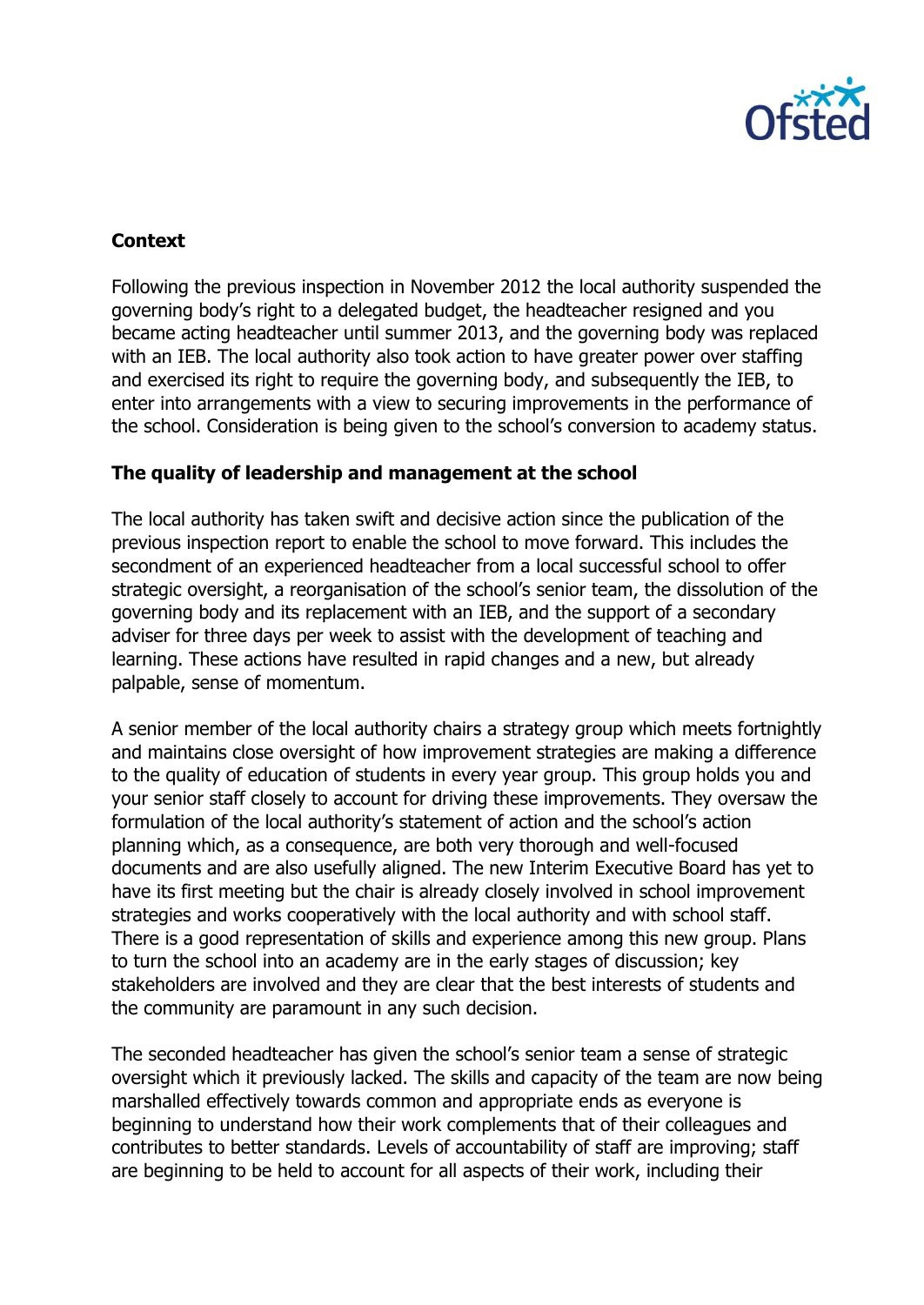**Context**

Following the previous inspection in November 2012 the local authority suspended the governing body's right to a delegated budget, the headteacher resigned and you became acting headteacher until summer 2013, and the governing body was replaced with an IEB. The local authority also took action to have greater power over staffing and exercised its right to require the governing body, and subsequently the IEB, to enter into arrangements with a view to securing improvements in the performance of the school. Consideration is being given to the school's conversion to academy status.

**The quality of leadership and management at the school**

The local authority has taken swift and decisive action since the publication of the previous inspection report to enable the school to move forward. This includes the secondment of an experienced headteacher from a local successful school to offer strategic oversight, a reorganisation of the school's senior team, the dissolution of the governing body and its replacement with an IEB, and the support of a secondary adviser for three days per week to assist with the development of teaching and learning. These actions have resulted in rapid changes and a new, but already palpable, sense of momentum.

A senior member of the local authority chairs a strategy group which meets fortnightly and maintains close oversight of how improvement strategies are making a difference to the quality of education of students in every year group. This group holds you and your senior staff closely to account for driving these improvements. They oversaw the formulation of the local authority's statement of action and the school's action planning which, as a consequence, are both very thorough and well-focused documents and are also usefully aligned. The new Interim Executive Board has yet to have its first meeting but the chair is already closely involved in school improvement strategies and works cooperatively with the local authority and with school staff. There is a good representation of skills and experience among this new group. Plans to turn the school into an academy are in the early stages of discussion; key stakeholders are involved and they are clear that the best interests of students and the community are paramount in any such decision.

The seconded headteacher has given the school's senior team a sense of strategic oversight which it previously lacked. The skills and capacity of the team are now being marshalled effectively towards common and appropriate ends as everyone is beginning to understand how their work complements that of their colleagues and contributes to better standards. Levels of accountability of staff are improving; staff are beginning to be held to account for all aspects of their work, including their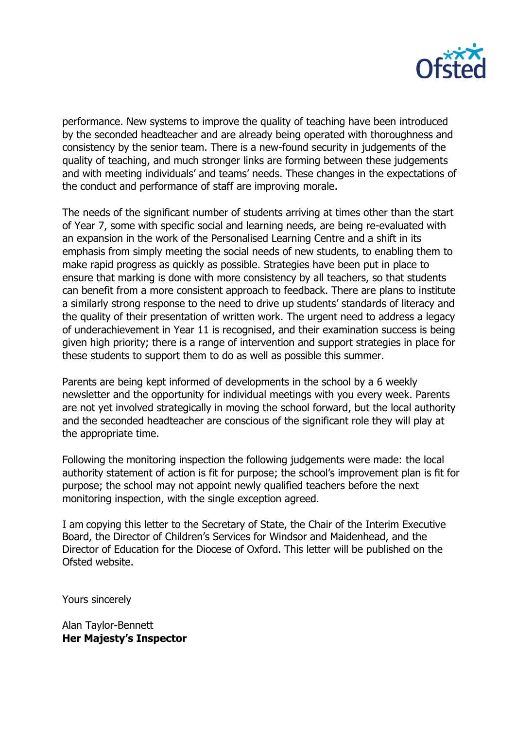performance. New systems to improve the quality of teaching have been introduced by the seconded headteacher and are already being operated with thoroughness and consistency by the senior team. There is a new-found security in judgements of the quality of teaching, and much stronger links are forming between these judgements and with meeting individuals' and teams' needs. These changes in the expectations of the conduct and performance of staff are improving morale.

The needs of the significant number of students arriving at times other than the start of Year 7, some with specific social and learning needs, are being re-evaluated with an expansion in the work of the Personalised Learning Centre and a shift in its emphasis from simply meeting the social needs of new students, to enabling them to make rapid progress as quickly as possible. Strategies have been put in place to ensure that marking is done with more consistency by all teachers, so that students can benefit from a more consistent approach to feedback. There are plans to institute a similarly strong response to the need to drive up students' standards of literacy and the quality of their presentation of written work. The urgent need to address a legacy of underachievement in Year 11 is recognised, and their examination success is being given high priority; there is a range of intervention and support strategies in place for these students to support them to do as well as possible this summer.

Parents are being kept informed of developments in the school by a 6 weekly newsletter and the opportunity for individual meetings with you every week. Parents are not yet involved strategically in moving the school forward, but the local authority and the seconded headteacher are conscious of the significant role they will play at the appropriate time.

Following the monitoring inspection the following judgements were made: the local authority statement of action is fit for purpose; the school's improvement plan is fit for purpose; the school may not appoint newly qualified teachers before the next monitoring inspection, with the single exception agreed.

I am copying this letter to the Secretary of State, the Chair of the Interim Executive Board, the Director of Children's Services for Windsor and Maidenhead, and the Director of Education for the Diocese of Oxford. This letter will be published on the Ofsted website.

Yours sincerely

Alan Taylor-Bennett
**Her Majesty's Inspector**